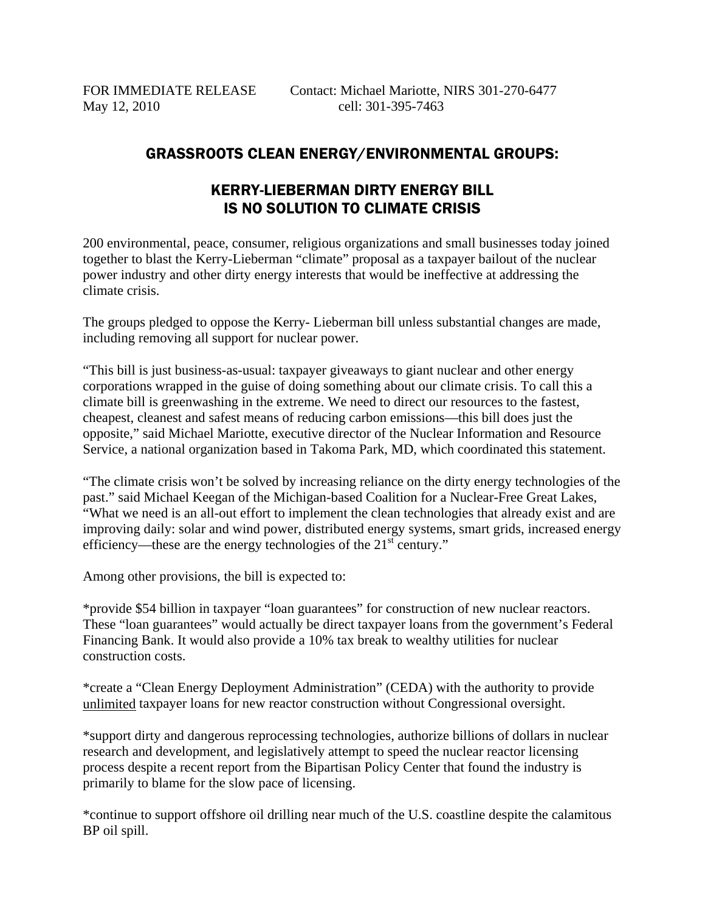FOR IMMEDIATE RELEASE Contact: Michael Mariotte, NIRS 301-270-6477
May 12, 2010 cell: 301-395-7463

## GRASSROOTS CLEAN ENERGY/ENVIRONMENTAL GROUPS:

## KERRY-LIEBERMAN DIRTY ENERGY BILL IS NO SOLUTION TO CLIMATE CRISIS

200 environmental, peace, consumer, religious organizations and small businesses today joined together to blast the Kerry-Lieberman "climate" proposal as a taxpayer bailout of the nuclear power industry and other dirty energy interests that would be ineffective at addressing the climate crisis.

The groups pledged to oppose the Kerry- Lieberman bill unless substantial changes are made, including removing all support for nuclear power.

"This bill is just business-as-usual: taxpayer giveaways to giant nuclear and other energy corporations wrapped in the guise of doing something about our climate crisis. To call this a climate bill is greenwashing in the extreme. We need to direct our resources to the fastest, cheapest, cleanest and safest means of reducing carbon emissions—this bill does just the opposite," said Michael Mariotte, executive director of the Nuclear Information and Resource Service, a national organization based in Takoma Park, MD, which coordinated this statement.

"The climate crisis won't be solved by increasing reliance on the dirty energy technologies of the past." said Michael Keegan of the Michigan-based Coalition for a Nuclear-Free Great Lakes, "What we need is an all-out effort to implement the clean technologies that already exist and are improving daily: solar and wind power, distributed energy systems, smart grids, increased energy efficiency—these are the energy technologies of the 21st century."

Among other provisions, the bill is expected to:

*provide $54 billion in taxpayer "loan guarantees" for construction of new nuclear reactors. These "loan guarantees" would actually be direct taxpayer loans from the government's Federal Financing Bank. It would also provide a 10% tax break to wealthy utilities for nuclear construction costs.

*create a "Clean Energy Deployment Administration" (CEDA) with the authority to provide unlimited taxpayer loans for new reactor construction without Congressional oversight.

*support dirty and dangerous reprocessing technologies, authorize billions of dollars in nuclear research and development, and legislatively attempt to speed the nuclear reactor licensing process despite a recent report from the Bipartisan Policy Center that found the industry is primarily to blame for the slow pace of licensing.

*continue to support offshore oil drilling near much of the U.S. coastline despite the calamitous BP oil spill.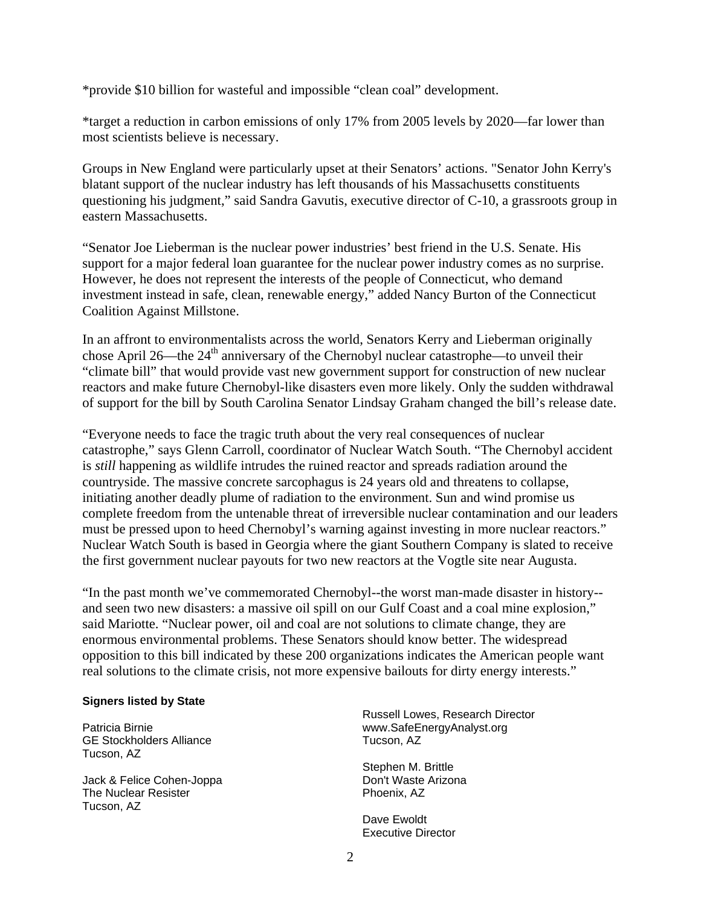*provide $10 billion for wasteful and impossible “clean coal” development.

*target a reduction in carbon emissions of only 17% from 2005 levels by 2020—far lower than most scientists believe is necessary.

Groups in New England were particularly upset at their Senators’ actions. "Senator John Kerry's blatant support of the nuclear industry has left thousands of his Massachusetts constituents questioning his judgment,” said Sandra Gavutis, executive director of C-10, a grassroots group in eastern Massachusetts.

“Senator Joe Lieberman is the nuclear power industries’ best friend in the U.S. Senate. His support for a major federal loan guarantee for the nuclear power industry comes as no surprise. However, he does not represent the interests of the people of Connecticut, who demand investment instead in safe, clean, renewable energy,” added Nancy Burton of the Connecticut Coalition Against Millstone.

In an affront to environmentalists across the world, Senators Kerry and Lieberman originally chose April 26—the 24th anniversary of the Chernobyl nuclear catastrophe—to unveil their “climate bill” that would provide vast new government support for construction of new nuclear reactors and make future Chernobyl-like disasters even more likely. Only the sudden withdrawal of support for the bill by South Carolina Senator Lindsay Graham changed the bill’s release date.

“Everyone needs to face the tragic truth about the very real consequences of nuclear catastrophe,” says Glenn Carroll, coordinator of Nuclear Watch South. “The Chernobyl accident is *still* happening as wildlife intrudes the ruined reactor and spreads radiation around the countryside. The massive concrete sarcophagus is 24 years old and threatens to collapse, initiating another deadly plume of radiation to the environment. Sun and wind promise us complete freedom from the untenable threat of irreversible nuclear contamination and our leaders must be pressed upon to heed Chernobyl’s warning against investing in more nuclear reactors.” Nuclear Watch South is based in Georgia where the giant Southern Company is slated to receive the first government nuclear payouts for two new reactors at the Vogtle site near Augusta.

“In the past month we’ve commemorated Chernobyl--the worst man-made disaster in history--and seen two new disasters: a massive oil spill on our Gulf Coast and a coal mine explosion,” said Mariotte. “Nuclear power, oil and coal are not solutions to climate change, they are enormous environmental problems. These Senators should know better. The widespread opposition to this bill indicated by these 200 organizations indicates the American people want real solutions to the climate crisis, not more expensive bailouts for dirty energy interests.”

**Signers listed by State**

Patricia Birnie
GE Stockholders Alliance
Tucson, AZ

Jack & Felice Cohen-Joppa
The Nuclear Resister
Tucson, AZ

Russell Lowes, Research Director
www.SafeEnergyAnalyst.org
Tucson, AZ

Stephen M. Brittle
Don't Waste Arizona
Phoenix, AZ

Dave Ewoldt
Executive Director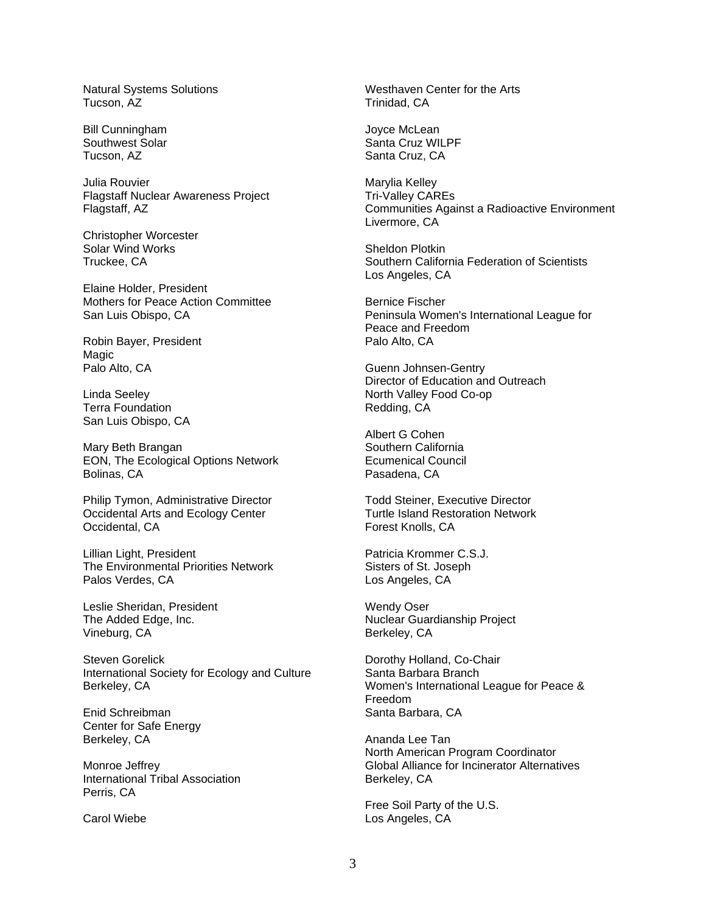Natural Systems Solutions
Tucson, AZ

Bill Cunningham
Southwest Solar
Tucson, AZ

Julia Rouvier
Flagstaff Nuclear Awareness Project
Flagstaff, AZ

Christopher Worcester
Solar Wind Works
Truckee, CA

Elaine Holder, President
Mothers for Peace Action Committee
San Luis Obispo, CA

Robin Bayer, President
Magic
Palo Alto, CA

Linda Seeley
Terra Foundation
San Luis Obispo, CA

Mary Beth Brangan
EON, The Ecological Options Network
Bolinas, CA

Philip Tymon, Administrative Director
Occidental Arts and Ecology Center
Occidental, CA

Lillian Light, President
The Environmental Priorities Network
Palos Verdes, CA

Leslie Sheridan, President
The Added Edge, Inc.
Vineburg, CA

Steven Gorelick
International Society for Ecology and Culture
Berkeley, CA

Enid Schreibman
Center for Safe Energy
Berkeley, CA

Monroe Jeffrey
International Tribal Association
Perris, CA

Carol Wiebe

Westhaven Center for the Arts
Trinidad, CA

Joyce McLean
Santa Cruz WILPF
Santa Cruz, CA

Marylia Kelley
Tri-Valley CAREs
Communities Against a Radioactive Environment
Livermore, CA

Sheldon Plotkin
Southern California Federation of Scientists
Los Angeles, CA

Bernice Fischer
Peninsula Women's International League for Peace and Freedom
Palo Alto, CA

Guenn Johnsen-Gentry
Director of Education and Outreach
North Valley Food Co-op
Redding, CA

Albert G Cohen
Southern California
Ecumenical Council
Pasadena, CA

Todd Steiner, Executive Director
Turtle Island Restoration Network
Forest Knolls, CA

Patricia Krommer C.S.J.
Sisters of St. Joseph
Los Angeles, CA

Wendy Oser
Nuclear Guardianship Project
Berkeley, CA

Dorothy Holland, Co-Chair
Santa Barbara Branch
Women's International League for Peace & Freedom
Santa Barbara, CA

Ananda Lee Tan
North American Program Coordinator
Global Alliance for Incinerator Alternatives
Berkeley, CA

Free Soil Party of the U.S.
Los Angeles, CA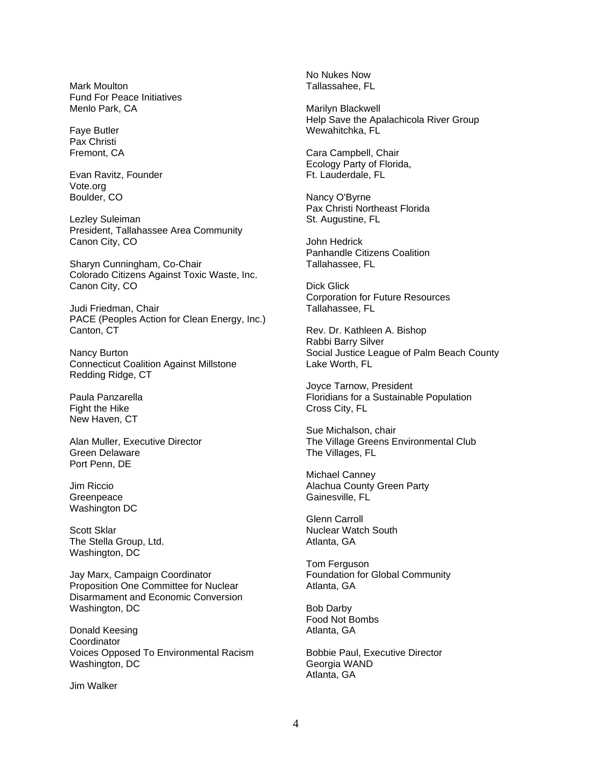Mark Moulton
Fund For Peace Initiatives
Menlo Park, CA

Faye Butler
Pax Christi
Fremont, CA

Evan Ravitz, Founder
Vote.org
Boulder, CO

Lezley Suleiman
President, Tallahassee Area Community
Canon City, CO

Sharyn Cunningham, Co-Chair
Colorado Citizens Against Toxic Waste, Inc.
Canon City, CO

Judi Friedman, Chair
PACE (Peoples Action for Clean Energy, Inc.)
Canton, CT

Nancy Burton
Connecticut Coalition Against Millstone
Redding Ridge, CT

Paula Panzarella
Fight the Hike
New Haven, CT

Alan Muller, Executive Director
Green Delaware
Port Penn, DE

Jim Riccio
Greenpeace
Washington DC

Scott Sklar
The Stella Group, Ltd.
Washington, DC

Jay Marx, Campaign Coordinator
Proposition One Committee for Nuclear
Disarmament and Economic Conversion
Washington, DC

Donald Keesing
Coordinator
Voices Opposed To Environmental Racism
Washington, DC

Jim Walker

No Nukes Now
Tallassahee, FL

Marilyn Blackwell
Help Save the Apalachicola River Group
Wewahitchka, FL

Cara Campbell, Chair
Ecology Party of Florida,
Ft. Lauderdale, FL

Nancy O'Byrne
Pax Christi Northeast Florida
St. Augustine, FL

John Hedrick
Panhandle Citizens Coalition
Tallahassee, FL

Dick Glick
Corporation for Future Resources
Tallahassee, FL

Rev. Dr. Kathleen A. Bishop
Rabbi Barry Silver
Social Justice League of Palm Beach County
Lake Worth, FL

Joyce Tarnow, President
Floridians for a Sustainable Population
Cross City, FL

Sue Michalson, chair
The Village Greens Environmental Club
The Villages, FL

Michael Canney
Alachua County Green Party
Gainesville, FL

Glenn Carroll
Nuclear Watch South
Atlanta, GA

Tom Ferguson
Foundation for Global Community
Atlanta, GA

Bob Darby
Food Not Bombs
Atlanta, GA

Bobbie Paul, Executive Director
Georgia WAND
Atlanta, GA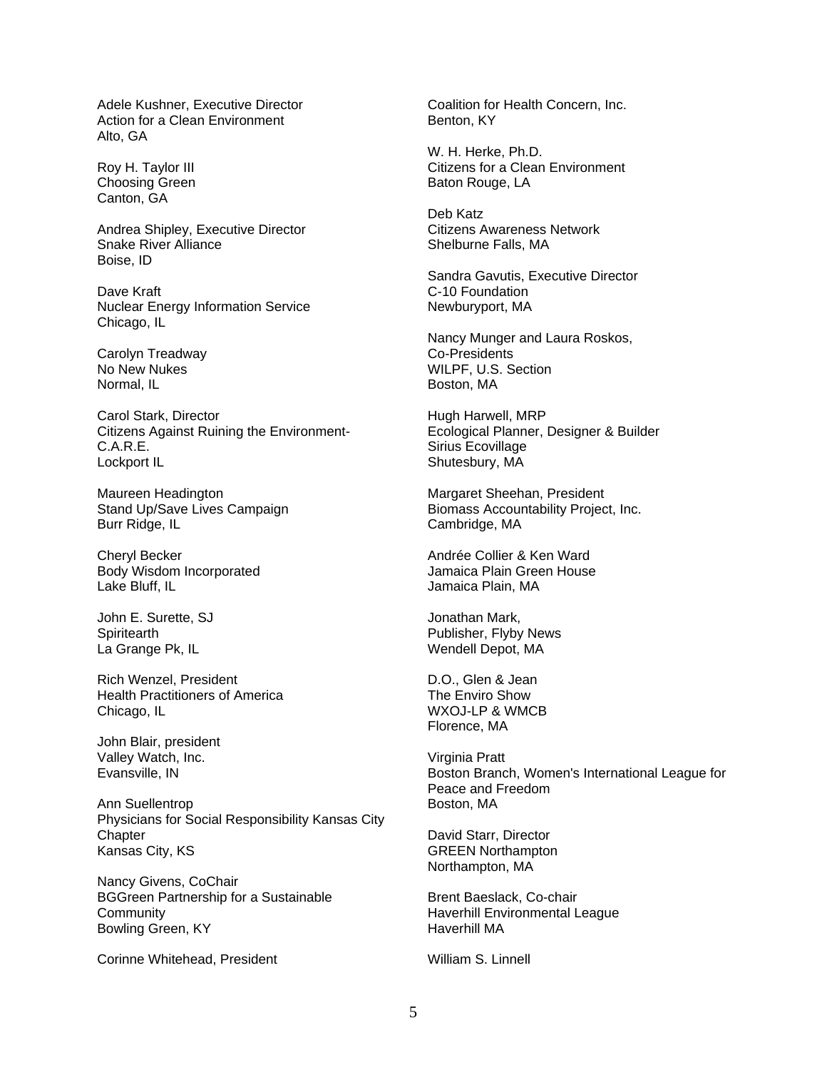Adele Kushner, Executive Director
Action for a Clean Environment
Alto, GA

Roy H. Taylor III
Choosing Green
Canton, GA

Andrea Shipley, Executive Director
Snake River Alliance
Boise, ID

Dave Kraft
Nuclear Energy Information Service
Chicago, IL

Carolyn Treadway
No New Nukes
Normal, IL

Carol Stark, Director
Citizens Against Ruining the Environment-C.A.R.E.
Lockport IL

Maureen Headington
Stand Up/Save Lives Campaign
Burr Ridge, IL

Cheryl Becker
Body Wisdom Incorporated
Lake Bluff, IL

John E. Surette, SJ
Spiritearth
La Grange Pk, IL

Rich Wenzel, President
Health Practitioners of America
Chicago, IL

John Blair, president
Valley Watch, Inc.
Evansville, IN

Ann Suellentrop
Physicians for Social Responsibility Kansas City Chapter
Kansas City, KS

Nancy Givens, CoChair
BGGreen Partnership for a Sustainable Community
Bowling Green, KY

Corinne Whitehead, President
Coalition for Health Concern, Inc.
Benton, KY

W. H. Herke, Ph.D.
Citizens for a Clean Environment
Baton Rouge, LA

Deb Katz
Citizens Awareness Network
Shelburne Falls, MA

Sandra Gavutis, Executive Director
C-10 Foundation
Newburyport, MA

Nancy Munger and Laura Roskos, Co-Presidents
WILPF, U.S. Section
Boston, MA

Hugh Harwell, MRP
Ecological Planner, Designer & Builder
Sirius Ecovillage
Shutesbury, MA

Margaret Sheehan, President
Biomass Accountability Project, Inc.
Cambridge, MA

Andrée Collier & Ken Ward
Jamaica Plain Green House
Jamaica Plain, MA

Jonathan Mark,
Publisher, Flyby News
Wendell Depot, MA

D.O., Glen & Jean
The Enviro Show
WXOJ-LP & WMCB
Florence, MA

Virginia Pratt
Boston Branch, Women's International League for Peace and Freedom
Boston, MA

David Starr, Director
GREEN Northampton
Northampton, MA

Brent Baeslack, Co-chair
Haverhill Environmental League
Haverhill MA

William S. Linnell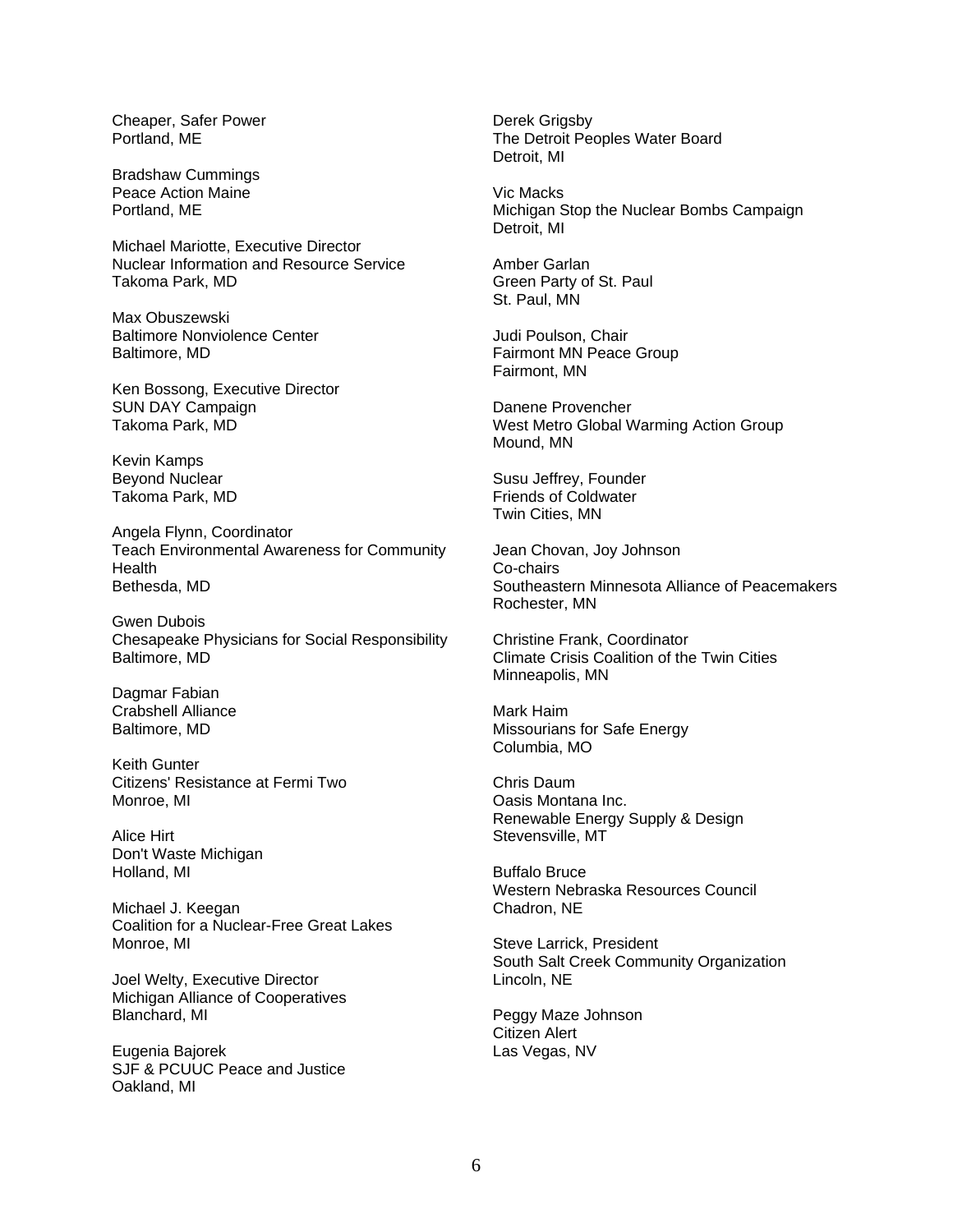Cheaper, Safer Power
Portland, ME

Bradshaw Cummings
Peace Action Maine
Portland, ME

Michael Mariotte, Executive Director
Nuclear Information and Resource Service
Takoma Park, MD

Max Obuszewski
Baltimore Nonviolence Center
Baltimore, MD

Ken Bossong, Executive Director
SUN DAY Campaign
Takoma Park, MD

Kevin Kamps
Beyond Nuclear
Takoma Park, MD

Angela Flynn, Coordinator
Teach Environmental Awareness for Community Health
Bethesda, MD

Gwen Dubois
Chesapeake Physicians for Social Responsibility
Baltimore, MD

Dagmar Fabian
Crabshell Alliance
Baltimore, MD

Keith Gunter
Citizens' Resistance at Fermi Two
Monroe, MI

Alice Hirt
Don't Waste Michigan
Holland, MI

Michael J. Keegan
Coalition for a Nuclear-Free Great Lakes
Monroe, MI

Joel Welty, Executive Director
Michigan Alliance of Cooperatives
Blanchard, MI

Eugenia Bajorek
SJF & PCUUC Peace and Justice
Oakland, MI

Derek Grigsby
The Detroit Peoples Water Board
Detroit, MI

Vic Macks
Michigan Stop the Nuclear Bombs Campaign
Detroit, MI

Amber Garlan
Green Party of St. Paul
St. Paul, MN

Judi Poulson, Chair
Fairmont MN Peace Group
Fairmont, MN

Danene Provencher
West Metro Global Warming Action Group
Mound, MN

Susu Jeffrey, Founder
Friends of Coldwater
Twin Cities, MN

Jean Chovan, Joy Johnson
Co-chairs
Southeastern Minnesota Alliance of Peacemakers
Rochester, MN

Christine Frank, Coordinator
Climate Crisis Coalition of the Twin Cities
Minneapolis, MN

Mark Haim
Missourians for Safe Energy
Columbia, MO

Chris Daum
Oasis Montana Inc.
Renewable Energy Supply & Design
Stevensville, MT

Buffalo Bruce
Western Nebraska Resources Council
Chadron, NE

Steve Larrick, President
South Salt Creek Community Organization
Lincoln, NE

Peggy Maze Johnson
Citizen Alert
Las Vegas, NV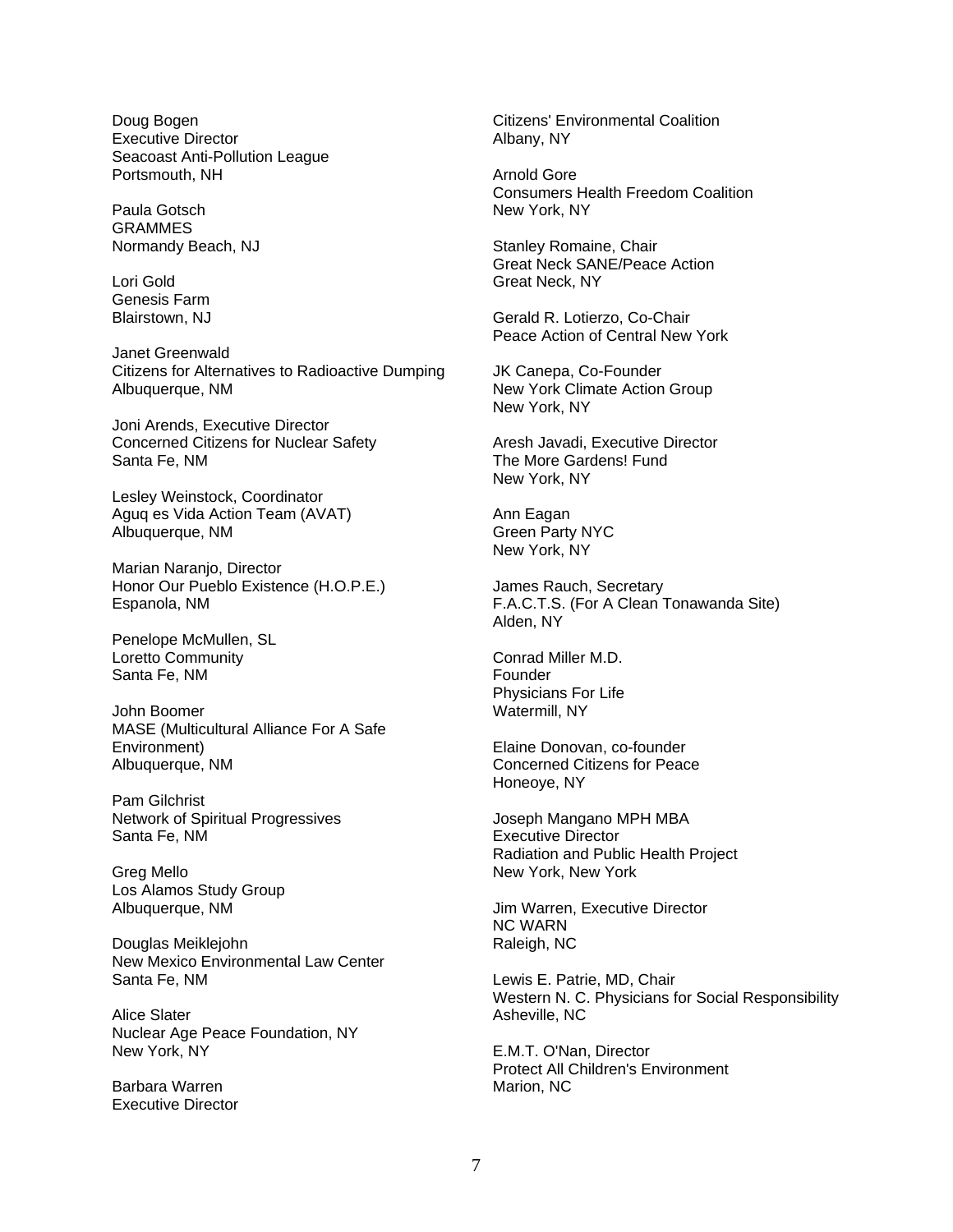Doug Bogen
Executive Director
Seacoast Anti-Pollution League
Portsmouth, NH

Paula Gotsch
GRAMMES
Normandy Beach, NJ

Lori Gold
Genesis Farm
Blairstown, NJ

Janet Greenwald
Citizens for Alternatives to Radioactive Dumping
Albuquerque, NM

Joni Arends, Executive Director
Concerned Citizens for Nuclear Safety
Santa Fe, NM

Lesley Weinstock, Coordinator
Aguq es Vida Action Team (AVAT)
Albuquerque, NM

Marian Naranjo, Director
Honor Our Pueblo Existence (H.O.P.E.)
Espanola, NM

Penelope McMullen, SL
Loretto Community
Santa Fe, NM

John Boomer
MASE (Multicultural Alliance For A Safe Environment)
Albuquerque, NM

Pam Gilchrist
Network of Spiritual Progressives
Santa Fe, NM

Greg Mello
Los Alamos Study Group
Albuquerque, NM

Douglas Meiklejohn
New Mexico Environmental Law Center
Santa Fe, NM

Alice Slater
Nuclear Age Peace Foundation, NY
New York, NY

Barbara Warren
Executive Director
Citizens' Environmental Coalition
Albany, NY

Arnold Gore
Consumers Health Freedom Coalition
New York, NY

Stanley Romaine, Chair
Great Neck SANE/Peace Action
Great Neck, NY

Gerald R. Lotierzo, Co-Chair
Peace Action of Central New York

JK Canepa, Co-Founder
New York Climate Action Group
New York, NY

Aresh Javadi, Executive Director
The More Gardens! Fund
New York, NY

Ann Eagan
Green Party NYC
New York, NY

James Rauch, Secretary
F.A.C.T.S. (For A Clean Tonawanda Site)
Alden, NY

Conrad Miller M.D.
Founder
Physicians For Life
Watermill, NY

Elaine Donovan, co-founder
Concerned Citizens for Peace
Honeoye, NY

Joseph Mangano MPH MBA
Executive Director
Radiation and Public Health Project
New York, New York

Jim Warren, Executive Director
NC WARN
Raleigh, NC

Lewis E. Patrie, MD, Chair
Western N. C. Physicians for Social Responsibility
Asheville, NC

E.M.T. O'Nan, Director
Protect All Children's Environment
Marion, NC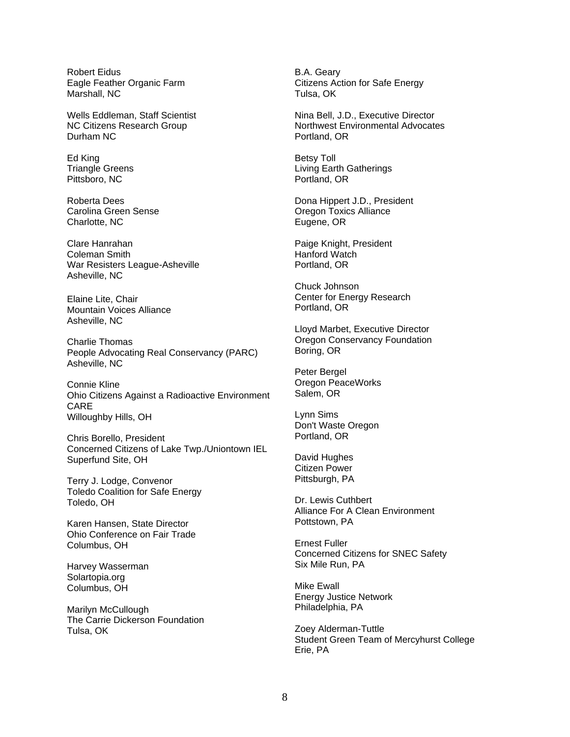Robert Eidus
Eagle Feather Organic Farm
Marshall, NC

Wells Eddleman, Staff Scientist
NC Citizens Research Group
Durham NC

Ed King
Triangle Greens
Pittsboro, NC

Roberta Dees
Carolina Green Sense
Charlotte, NC

Clare Hanrahan
Coleman Smith
War Resisters League-Asheville
Asheville, NC

Elaine Lite, Chair
Mountain Voices Alliance
Asheville, NC

Charlie Thomas
People Advocating Real Conservancy (PARC)
Asheville, NC

Connie Kline
Ohio Citizens Against a Radioactive Environment
CARE
Willoughby Hills, OH

Chris Borello, President
Concerned Citizens of Lake Twp./Uniontown IEL
Superfund Site, OH

Terry J. Lodge, Convenor
Toledo Coalition for Safe Energy
Toledo, OH

Karen Hansen, State Director
Ohio Conference on Fair Trade
Columbus, OH

Harvey Wasserman
Solartopia.org
Columbus, OH

Marilyn McCullough
The Carrie Dickerson Foundation
Tulsa, OK

B.A. Geary
Citizens Action for Safe Energy
Tulsa, OK

Nina Bell, J.D., Executive Director
Northwest Environmental Advocates
Portland, OR

Betsy Toll
Living Earth Gatherings
Portland, OR

Dona Hippert J.D., President
Oregon Toxics Alliance
Eugene, OR

Paige Knight, President
Hanford Watch
Portland, OR

Chuck Johnson
Center for Energy Research
Portland, OR

Lloyd Marbet, Executive Director
Oregon Conservancy Foundation
Boring, OR

Peter Bergel
Oregon PeaceWorks
Salem, OR

Lynn Sims
Don't Waste Oregon
Portland, OR

David Hughes
Citizen Power
Pittsburgh, PA

Dr. Lewis Cuthbert
Alliance For A Clean Environment
Pottstown, PA

Ernest Fuller
Concerned Citizens for SNEC Safety
Six Mile Run, PA

Mike Ewall
Energy Justice Network
Philadelphia, PA

Zoey Alderman-Tuttle
Student Green Team of Mercyhurst College
Erie, PA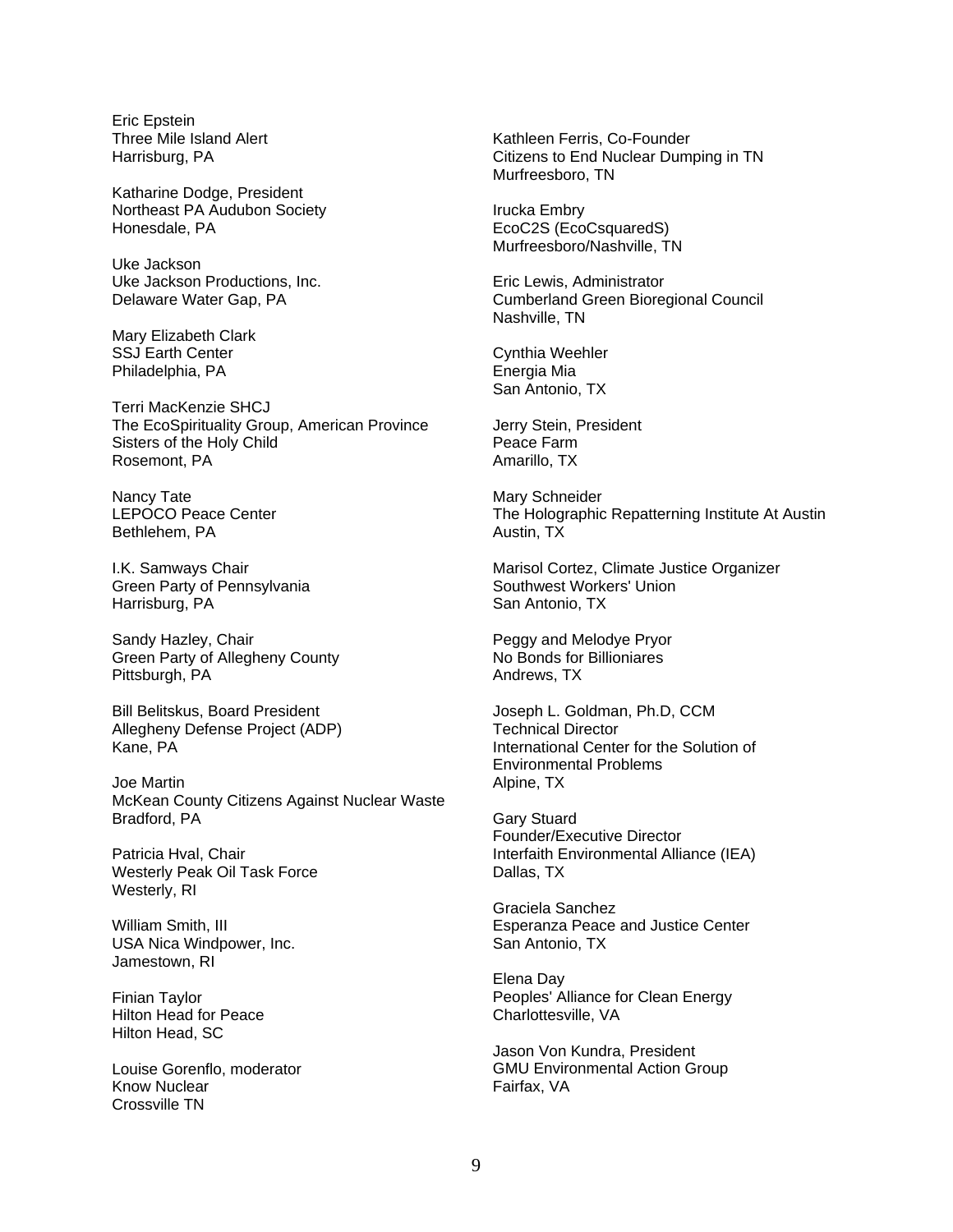Eric Epstein
Three Mile Island Alert
Harrisburg, PA

Katharine Dodge, President
Northeast PA Audubon Society
Honesdale, PA

Uke Jackson
Uke Jackson Productions, Inc.
Delaware Water Gap, PA

Mary Elizabeth Clark
SSJ Earth Center
Philadelphia, PA

Terri MacKenzie SHCJ
The EcoSpirituality Group, American Province
Sisters of the Holy Child
Rosemont, PA

Nancy Tate
LEPOCO Peace Center
Bethlehem, PA

I.K. Samways Chair
Green Party of Pennsylvania
Harrisburg, PA

Sandy Hazley, Chair
Green Party of Allegheny County
Pittsburgh, PA

Bill Belitskus, Board President
Allegheny Defense Project (ADP)
Kane, PA

Joe Martin
McKean County Citizens Against Nuclear Waste
Bradford, PA

Patricia Hval, Chair
Westerly Peak Oil Task Force
Westerly, RI

William Smith, III
USA Nica Windpower, Inc.
Jamestown, RI

Finian Taylor
Hilton Head for Peace
Hilton Head, SC

Louise Gorenflo, moderator
Know Nuclear
Crossville TN

Kathleen Ferris, Co-Founder
Citizens to End Nuclear Dumping in TN
Murfreesboro, TN

Irucka Embry
EcoC2S (EcoCsquaredS)
Murfreesboro/Nashville, TN

Eric Lewis, Administrator
Cumberland Green Bioregional Council
Nashville, TN

Cynthia Weehler
Energia Mia
San Antonio, TX

Jerry Stein, President
Peace Farm
Amarillo, TX

Mary Schneider
The Holographic Repatterning Institute At Austin
Austin, TX

Marisol Cortez, Climate Justice Organizer
Southwest Workers' Union
San Antonio, TX

Peggy and Melodye Pryor
No Bonds for Billioniares
Andrews, TX

Joseph L. Goldman, Ph.D, CCM
Technical Director
International Center for the Solution of Environmental Problems
Alpine, TX

Gary Stuard
Founder/Executive Director
Interfaith Environmental Alliance (IEA)
Dallas, TX

Graciela Sanchez
Esperanza Peace and Justice Center
San Antonio, TX

Elena Day
Peoples' Alliance for Clean Energy
Charlottesville, VA

Jason Von Kundra, President
GMU Environmental Action Group
Fairfax, VA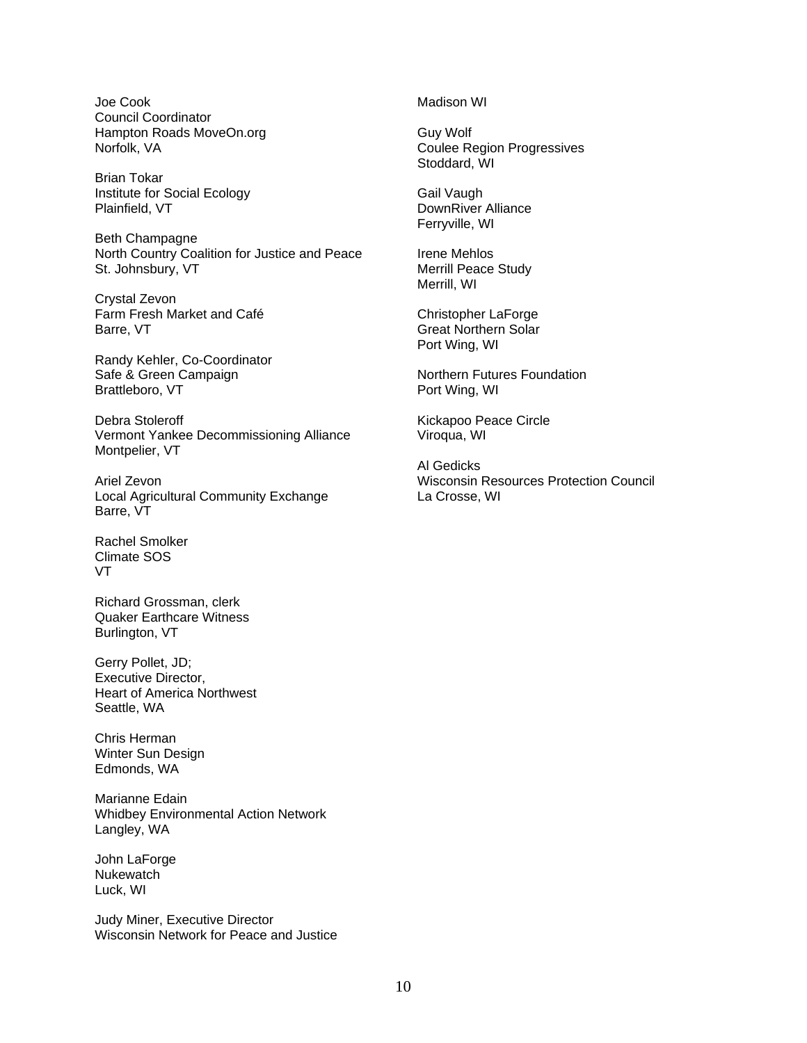Joe Cook
Council Coordinator
Hampton Roads MoveOn.org
Norfolk, VA

Brian Tokar
Institute for Social Ecology
Plainfield, VT

Beth Champagne
North Country Coalition for Justice and Peace
St. Johnsbury, VT

Crystal Zevon
Farm Fresh Market and Café
Barre, VT

Randy Kehler, Co-Coordinator
Safe & Green Campaign
Brattleboro, VT

Debra Stoleroff
Vermont Yankee Decommissioning Alliance
Montpelier, VT

Ariel Zevon
Local Agricultural Community Exchange
Barre, VT

Rachel Smolker
Climate SOS
VT

Richard Grossman, clerk
Quaker Earthcare Witness
Burlington, VT

Gerry Pollet, JD;
Executive Director,
Heart of America Northwest
Seattle, WA

Chris Herman
Winter Sun Design
Edmonds, WA

Marianne Edain
Whidbey Environmental Action Network
Langley, WA

John LaForge
Nukewatch
Luck, WI

Judy Miner, Executive Director
Wisconsin Network for Peace and Justice
Madison WI

Guy Wolf
Coulee Region Progressives
Stoddard, WI

Gail Vaugh
DownRiver Alliance
Ferryville, WI

Irene Mehlos
Merrill Peace Study
Merrill, WI

Christopher LaForge
Great Northern Solar
Port Wing, WI

Northern Futures Foundation
Port Wing, WI

Kickapoo Peace Circle
Viroqua, WI

Al Gedicks
Wisconsin Resources Protection Council
La Crosse, WI